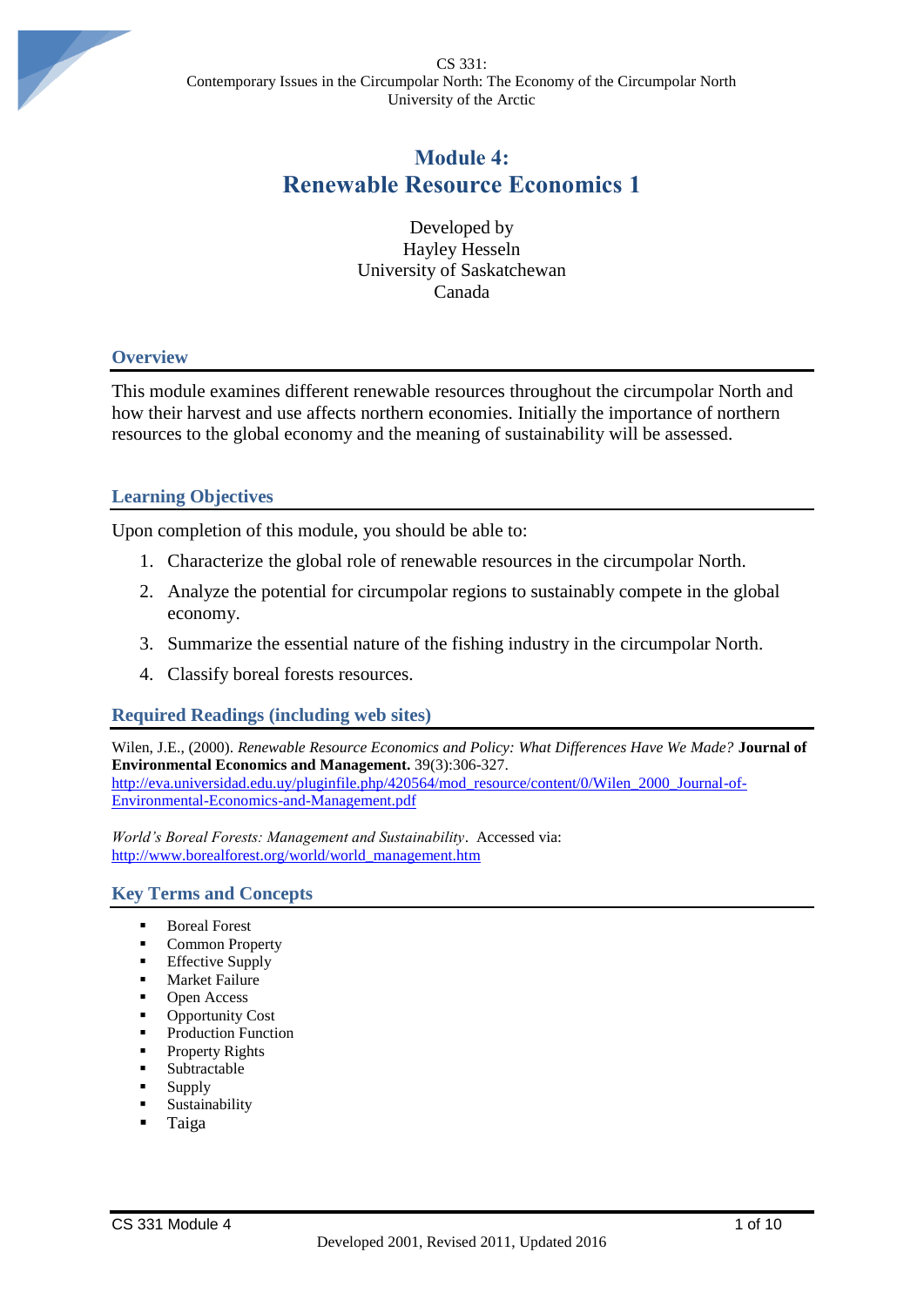CS 331:
Contemporary Issues in the Circumpolar North: The Economy of the Circumpolar North
University of the Arctic

# Module 4: Renewable Resource Economics 1

Developed by
Hayley Hesseln
University of Saskatchewan
Canada

## Overview

This module examines different renewable resources throughout the circumpolar North and how their harvest and use affects northern economies. Initially the importance of northern resources to the global economy and the meaning of sustainability will be assessed.

## Learning Objectives

Upon completion of this module, you should be able to:

1. Characterize the global role of renewable resources in the circumpolar North.
2. Analyze the potential for circumpolar regions to sustainably compete in the global economy.
3. Summarize the essential nature of the fishing industry in the circumpolar North.
4. Classify boreal forests resources.

## Required Readings (including web sites)

Wilen, J.E., (2000). *Renewable Resource Economics and Policy: What Differences Have We Made?* **Journal of Environmental Economics and Management.** 39(3):306-327. http://eva.universidad.edu.uy/pluginfile.php/420564/mod_resource/content/0/Wilen_2000_Journal-of-Environmental-Economics-and-Management.pdf

*World's Boreal Forests: Management and Sustainability*. Accessed via: http://www.borealforest.org/world/world_management.htm

## Key Terms and Concepts

- Boreal Forest
- Common Property
- Effective Supply
- Market Failure
- Open Access
- Opportunity Cost
- Production Function
- Property Rights
- Subtractable
- Supply
- Sustainability
- Taiga

Developed 2001, Revised 2011, Updated 2016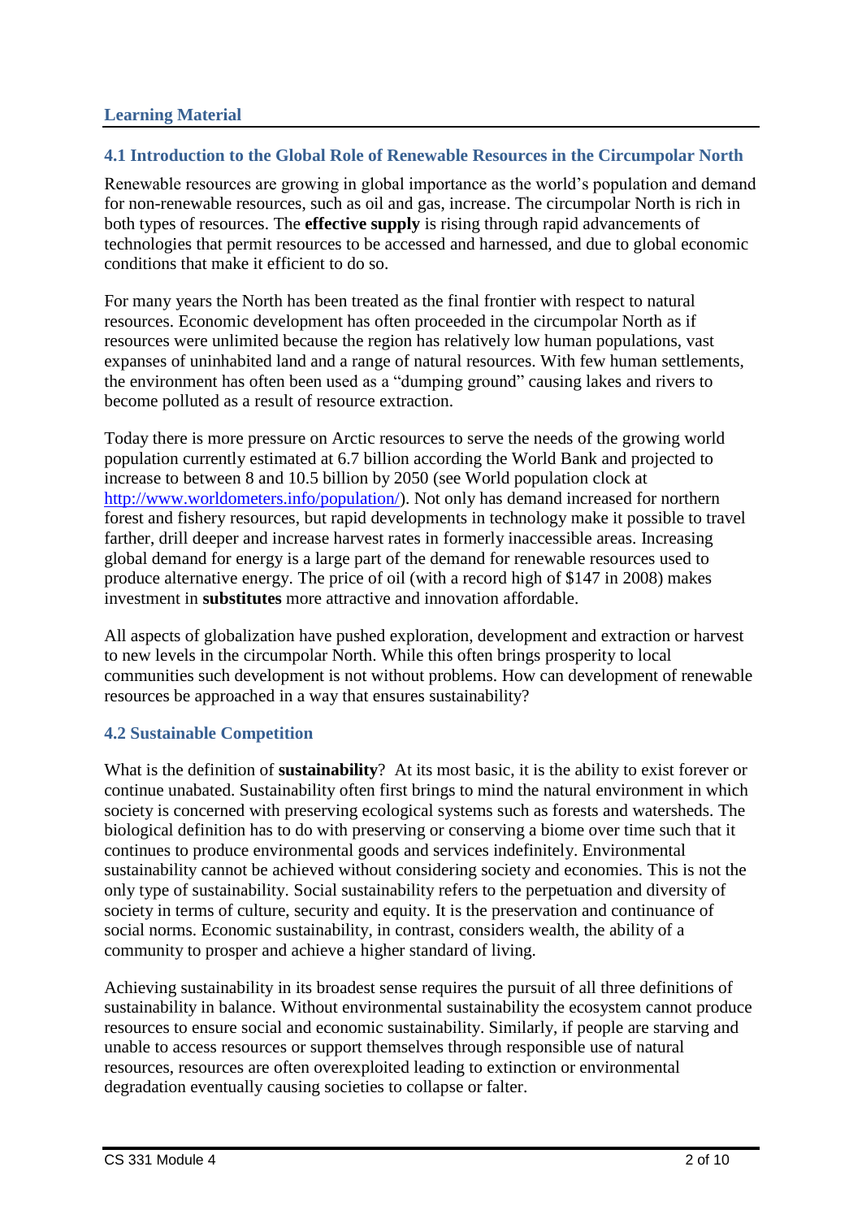## Learning Material

### 4.1 Introduction to the Global Role of Renewable Resources in the Circumpolar North

Renewable resources are growing in global importance as the world's population and demand for non-renewable resources, such as oil and gas, increase. The circumpolar North is rich in both types of resources. The **effective supply** is rising through rapid advancements of technologies that permit resources to be accessed and harnessed, and due to global economic conditions that make it efficient to do so.

For many years the North has been treated as the final frontier with respect to natural resources. Economic development has often proceeded in the circumpolar North as if resources were unlimited because the region has relatively low human populations, vast expanses of uninhabited land and a range of natural resources. With few human settlements, the environment has often been used as a "dumping ground" causing lakes and rivers to become polluted as a result of resource extraction.

Today there is more pressure on Arctic resources to serve the needs of the growing world population currently estimated at 6.7 billion according the World Bank and projected to increase to between 8 and 10.5 billion by 2050 (see World population clock at [http://www.worldometers.info/population/](http://www.worldometers.info/population/)). Not only has demand increased for northern forest and fishery resources, but rapid developments in technology make it possible to travel farther, drill deeper and increase harvest rates in formerly inaccessible areas. Increasing global demand for energy is a large part of the demand for renewable resources used to produce alternative energy. The price of oil (with a record high of $147 in 2008) makes investment in **substitutes** more attractive and innovation affordable.

All aspects of globalization have pushed exploration, development and extraction or harvest to new levels in the circumpolar North. While this often brings prosperity to local communities such development is not without problems. How can development of renewable resources be approached in a way that ensures sustainability?

### 4.2 Sustainable Competition

What is the definition of **sustainability**? At its most basic, it is the ability to exist forever or continue unabated. Sustainability often first brings to mind the natural environment in which society is concerned with preserving ecological systems such as forests and watersheds. The biological definition has to do with preserving or conserving a biome over time such that it continues to produce environmental goods and services indefinitely. Environmental sustainability cannot be achieved without considering society and economies. This is not the only type of sustainability. Social sustainability refers to the perpetuation and diversity of society in terms of culture, security and equity. It is the preservation and continuance of social norms. Economic sustainability, in contrast, considers wealth, the ability of a community to prosper and achieve a higher standard of living.

Achieving sustainability in its broadest sense requires the pursuit of all three definitions of sustainability in balance. Without environmental sustainability the ecosystem cannot produce resources to ensure social and economic sustainability. Similarly, if people are starving and unable to access resources or support themselves through responsible use of natural resources, resources are often overexploited leading to extinction or environmental degradation eventually causing societies to collapse or falter.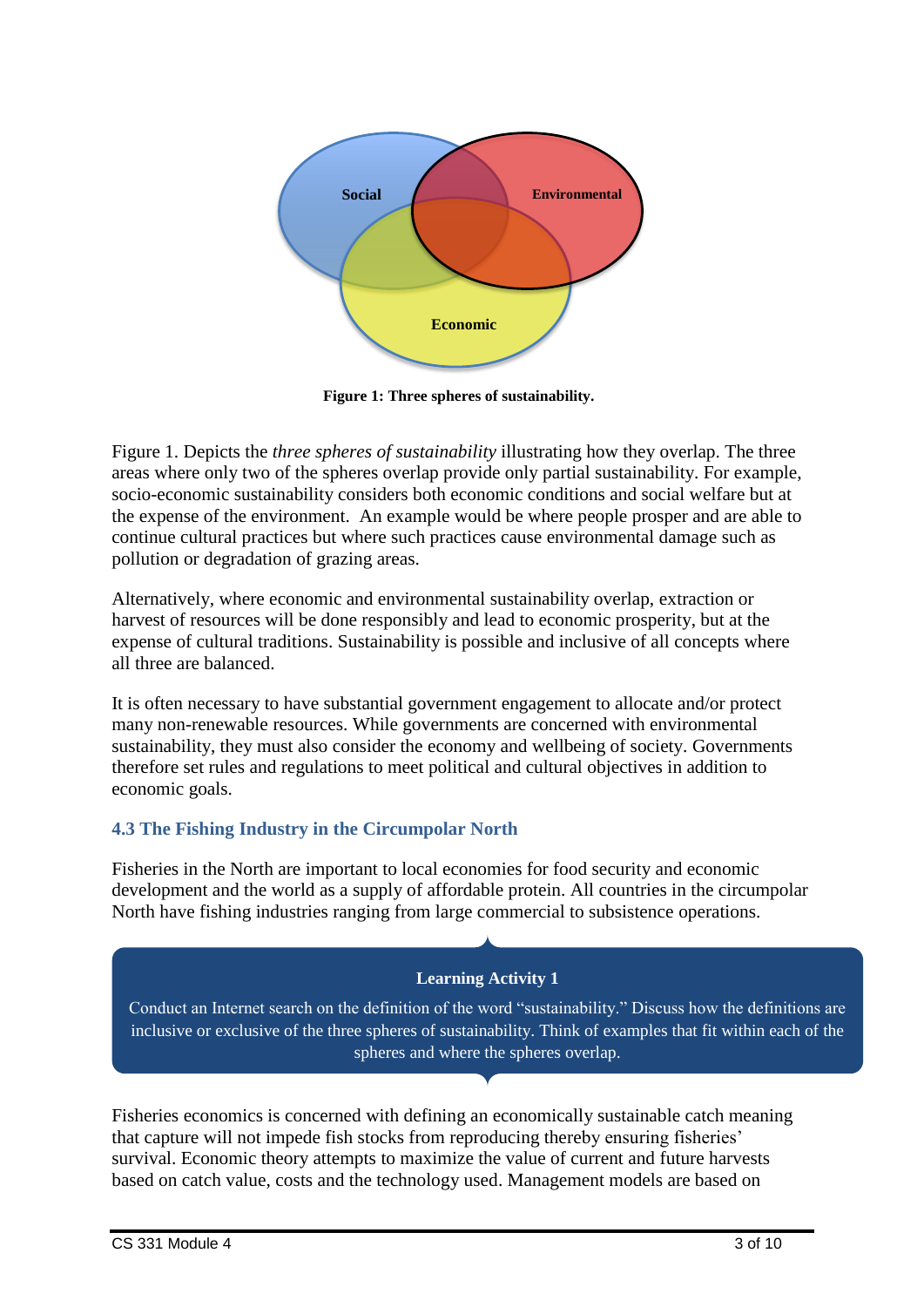**Figure 1: Three spheres of sustainability.**

Figure 1. Depicts the *three spheres of sustainability* illustrating how they overlap. The three areas where only two of the spheres overlap provide only partial sustainability. For example, socio-economic sustainability considers both economic conditions and social welfare but at the expense of the environment.  An example would be where people prosper and are able to continue cultural practices but where such practices cause environmental damage such as pollution or degradation of grazing areas.

Alternatively, where economic and environmental sustainability overlap, extraction or harvest of resources will be done responsibly and lead to economic prosperity, but at the expense of cultural traditions. Sustainability is possible and inclusive of all concepts where all three are balanced.

It is often necessary to have substantial government engagement to allocate and/or protect many non-renewable resources. While governments are concerned with environmental sustainability, they must also consider the economy and wellbeing of society. Governments therefore set rules and regulations to meet political and cultural objectives in addition to economic goals.

### 4.3 The Fishing Industry in the Circumpolar North

Fisheries in the North are important to local economies for food security and economic development and the world as a supply of affordable protein. All countries in the circumpolar North have fishing industries ranging from large commercial to subsistence operations.

> **Learning Activity 1**
>
> Conduct an Internet search on the definition of the word "sustainability." Discuss how the definitions are inclusive or exclusive of the three spheres of sustainability. Think of examples that fit within each of the spheres and where the spheres overlap.

Fisheries economics is concerned with defining an economically sustainable catch meaning that capture will not impede fish stocks from reproducing thereby ensuring fisheries' survival. Economic theory attempts to maximize the value of current and future harvests based on catch value, costs and the technology used. Management models are based on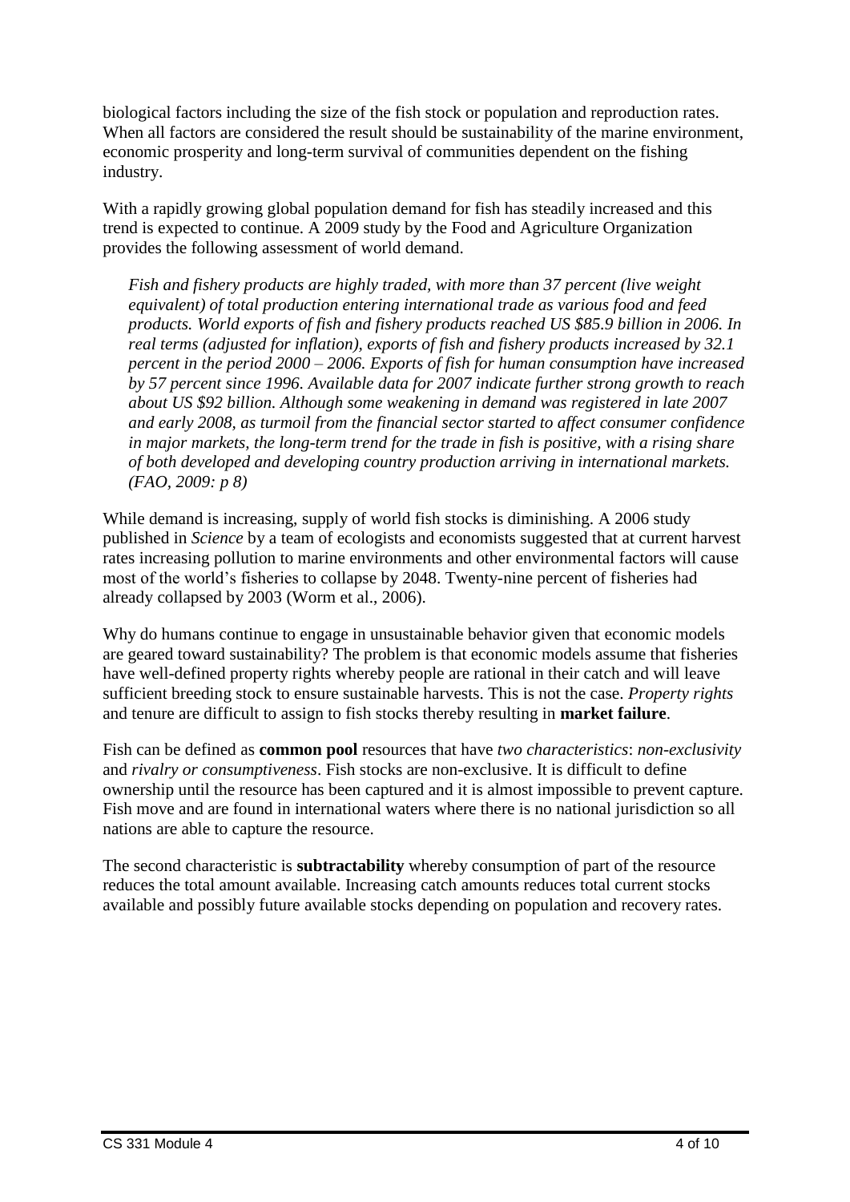biological factors including the size of the fish stock or population and reproduction rates. When all factors are considered the result should be sustainability of the marine environment, economic prosperity and long-term survival of communities dependent on the fishing industry.

With a rapidly growing global population demand for fish has steadily increased and this trend is expected to continue. A 2009 study by the Food and Agriculture Organization provides the following assessment of world demand.

> *Fish and fishery products are highly traded, with more than 37 percent (live weight equivalent) of total production entering international trade as various food and feed products. World exports of fish and fishery products reached US $85.9 billion in 2006. In real terms (adjusted for inflation), exports of fish and fishery products increased by 32.1 percent in the period 2000 – 2006. Exports of fish for human consumption have increased by 57 percent since 1996. Available data for 2007 indicate further strong growth to reach about US $92 billion. Although some weakening in demand was registered in late 2007 and early 2008, as turmoil from the financial sector started to affect consumer confidence in major markets, the long-term trend for the trade in fish is positive, with a rising share of both developed and developing country production arriving in international markets. (FAO, 2009: p 8)*

While demand is increasing, supply of world fish stocks is diminishing. A 2006 study published in *Science* by a team of ecologists and economists suggested that at current harvest rates increasing pollution to marine environments and other environmental factors will cause most of the world's fisheries to collapse by 2048. Twenty-nine percent of fisheries had already collapsed by 2003 (Worm et al., 2006).

Why do humans continue to engage in unsustainable behavior given that economic models are geared toward sustainability? The problem is that economic models assume that fisheries have well-defined property rights whereby people are rational in their catch and will leave sufficient breeding stock to ensure sustainable harvests. This is not the case. *Property rights* and tenure are difficult to assign to fish stocks thereby resulting in **market failure**.

Fish can be defined as **common pool** resources that have *two characteristics*: *non-exclusivity* and *rivalry or consumptiveness*. Fish stocks are non-exclusive. It is difficult to define ownership until the resource has been captured and it is almost impossible to prevent capture. Fish move and are found in international waters where there is no national jurisdiction so all nations are able to capture the resource.

The second characteristic is **subtractability** whereby consumption of part of the resource reduces the total amount available. Increasing catch amounts reduces total current stocks available and possibly future available stocks depending on population and recovery rates.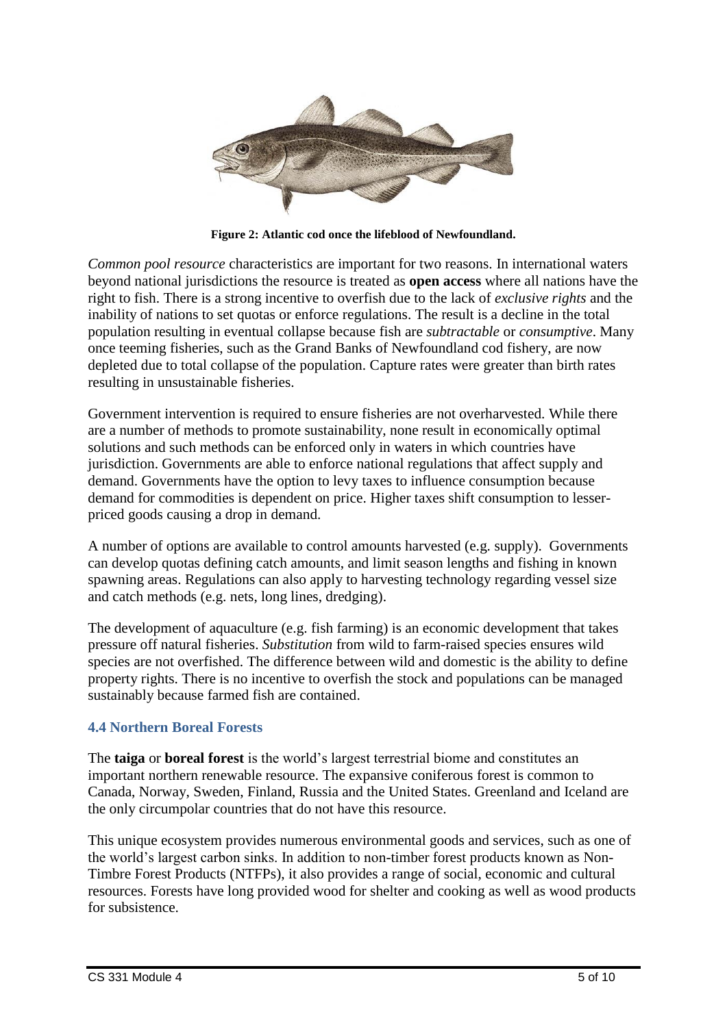**Figure 2: Atlantic cod once the lifeblood of Newfoundland.**

*Common pool resource* characteristics are important for two reasons. In international waters beyond national jurisdictions the resource is treated as **open access** where all nations have the right to fish. There is a strong incentive to overfish due to the lack of *exclusive rights* and the inability of nations to set quotas or enforce regulations. The result is a decline in the total population resulting in eventual collapse because fish are *subtractable* or *consumptive*. Many once teeming fisheries, such as the Grand Banks of Newfoundland cod fishery, are now depleted due to total collapse of the population. Capture rates were greater than birth rates resulting in unsustainable fisheries.

Government intervention is required to ensure fisheries are not overharvested. While there are a number of methods to promote sustainability, none result in economically optimal solutions and such methods can be enforced only in waters in which countries have jurisdiction. Governments are able to enforce national regulations that affect supply and demand. Governments have the option to levy taxes to influence consumption because demand for commodities is dependent on price. Higher taxes shift consumption to lesser-priced goods causing a drop in demand.

A number of options are available to control amounts harvested (e.g. supply). Governments can develop quotas defining catch amounts, and limit season lengths and fishing in known spawning areas. Regulations can also apply to harvesting technology regarding vessel size and catch methods (e.g. nets, long lines, dredging).

The development of aquaculture (e.g. fish farming) is an economic development that takes pressure off natural fisheries. *Substitution* from wild to farm-raised species ensures wild species are not overfished. The difference between wild and domestic is the ability to define property rights. There is no incentive to overfish the stock and populations can be managed sustainably because farmed fish are contained.

### 4.4 Northern Boreal Forests

The **taiga** or **boreal forest** is the world's largest terrestrial biome and constitutes an important northern renewable resource. The expansive coniferous forest is common to Canada, Norway, Sweden, Finland, Russia and the United States. Greenland and Iceland are the only circumpolar countries that do not have this resource.

This unique ecosystem provides numerous environmental goods and services, such as one of the world's largest carbon sinks. In addition to non-timber forest products known as Non-Timbre Forest Products (NTFPs), it also provides a range of social, economic and cultural resources. Forests have long provided wood for shelter and cooking as well as wood products for subsistence.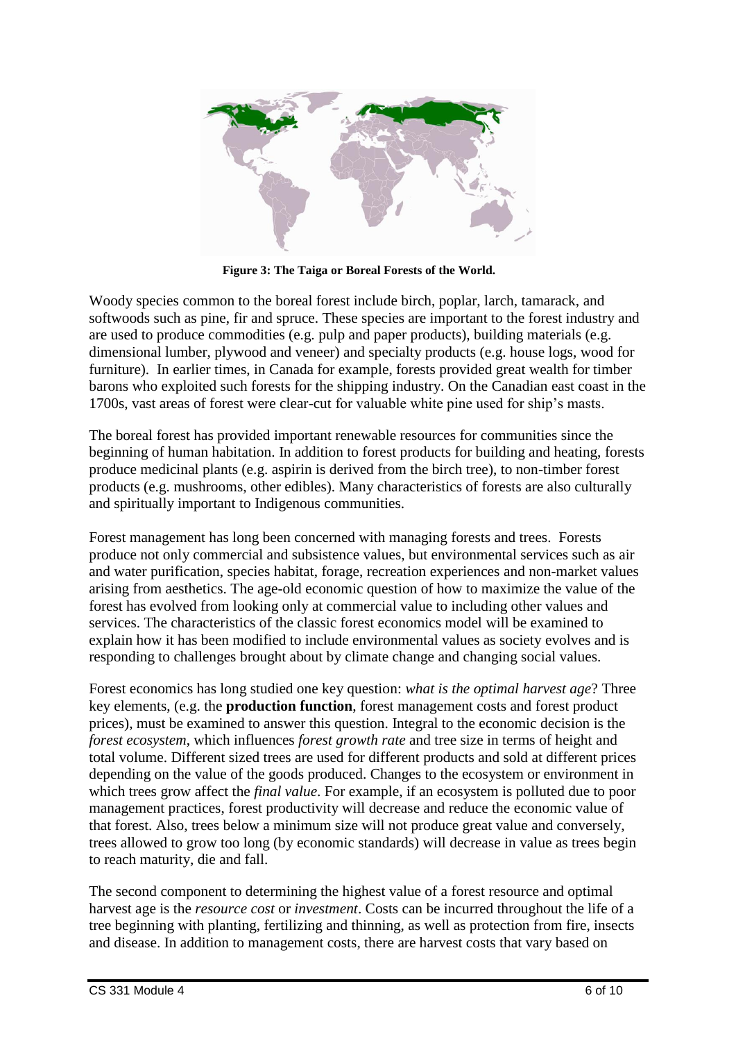**Figure 3: The Taiga or Boreal Forests of the World.**

Woody species common to the boreal forest include birch, poplar, larch, tamarack, and softwoods such as pine, fir and spruce. These species are important to the forest industry and are used to produce commodities (e.g. pulp and paper products), building materials (e.g. dimensional lumber, plywood and veneer) and specialty products (e.g. house logs, wood for furniture). In earlier times, in Canada for example, forests provided great wealth for timber barons who exploited such forests for the shipping industry. On the Canadian east coast in the 1700s, vast areas of forest were clear-cut for valuable white pine used for ship's masts.

The boreal forest has provided important renewable resources for communities since the beginning of human habitation. In addition to forest products for building and heating, forests produce medicinal plants (e.g. aspirin is derived from the birch tree), to non-timber forest products (e.g. mushrooms, other edibles). Many characteristics of forests are also culturally and spiritually important to Indigenous communities.

Forest management has long been concerned with managing forests and trees. Forests produce not only commercial and subsistence values, but environmental services such as air and water purification, species habitat, forage, recreation experiences and non-market values arising from aesthetics. The age-old economic question of how to maximize the value of the forest has evolved from looking only at commercial value to including other values and services. The characteristics of the classic forest economics model will be examined to explain how it has been modified to include environmental values as society evolves and is responding to challenges brought about by climate change and changing social values.

Forest economics has long studied one key question: *what is the optimal harvest age*? Three key elements, (e.g. the **production function**, forest management costs and forest product prices), must be examined to answer this question. Integral to the economic decision is the *forest ecosystem*, which influences *forest growth rate* and tree size in terms of height and total volume. Different sized trees are used for different products and sold at different prices depending on the value of the goods produced. Changes to the ecosystem or environment in which trees grow affect the *final value*. For example, if an ecosystem is polluted due to poor management practices, forest productivity will decrease and reduce the economic value of that forest. Also, trees below a minimum size will not produce great value and conversely, trees allowed to grow too long (by economic standards) will decrease in value as trees begin to reach maturity, die and fall.

The second component to determining the highest value of a forest resource and optimal harvest age is the *resource cost* or *investment*. Costs can be incurred throughout the life of a tree beginning with planting, fertilizing and thinning, as well as protection from fire, insects and disease. In addition to management costs, there are harvest costs that vary based on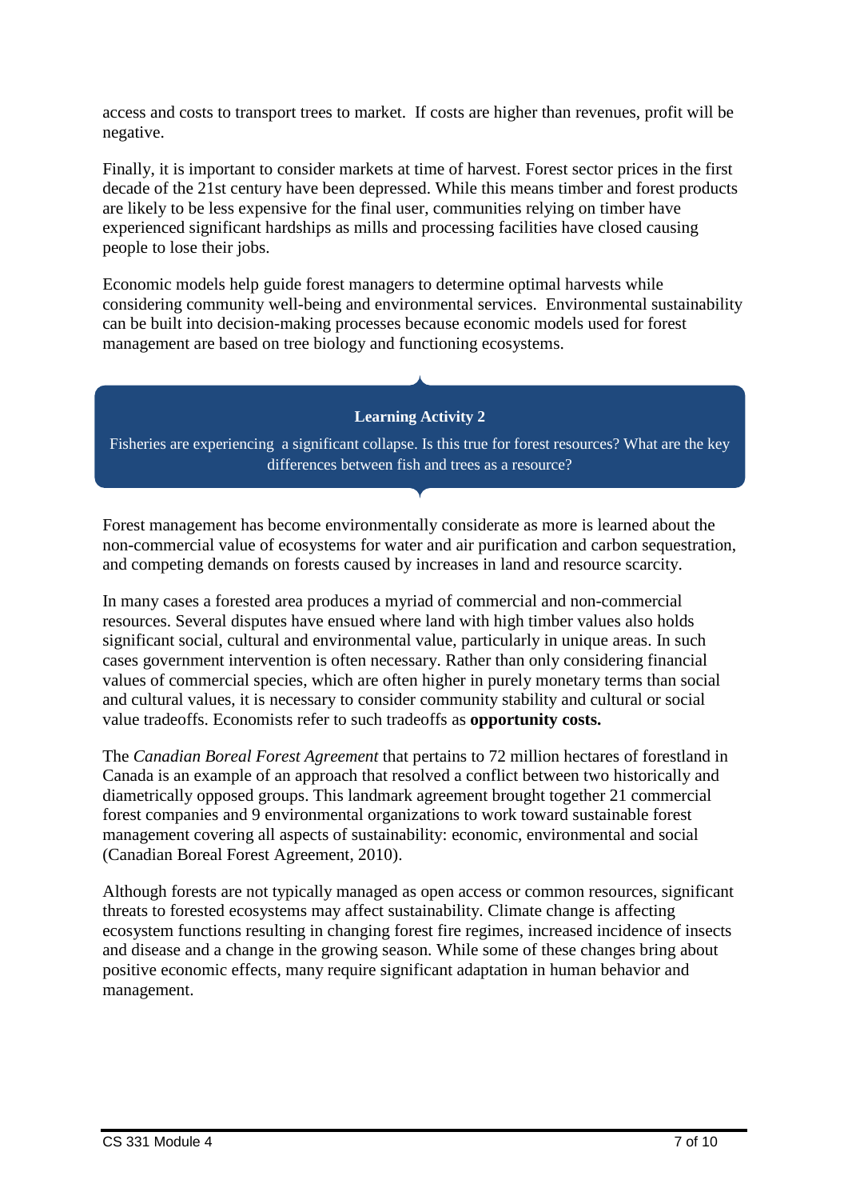access and costs to transport trees to market. If costs are higher than revenues, profit will be negative.

Finally, it is important to consider markets at time of harvest. Forest sector prices in the first decade of the 21st century have been depressed. While this means timber and forest products are likely to be less expensive for the final user, communities relying on timber have experienced significant hardships as mills and processing facilities have closed causing people to lose their jobs.

Economic models help guide forest managers to determine optimal harvests while considering community well-being and environmental services. Environmental sustainability can be built into decision-making processes because economic models used for forest management are based on tree biology and functioning ecosystems.

> **Learning Activity 2**
>
> Fisheries are experiencing a significant collapse. Is this true for forest resources? What are the key differences between fish and trees as a resource?

Forest management has become environmentally considerate as more is learned about the non-commercial value of ecosystems for water and air purification and carbon sequestration, and competing demands on forests caused by increases in land and resource scarcity.

In many cases a forested area produces a myriad of commercial and non-commercial resources. Several disputes have ensued where land with high timber values also holds significant social, cultural and environmental value, particularly in unique areas. In such cases government intervention is often necessary. Rather than only considering financial values of commercial species, which are often higher in purely monetary terms than social and cultural values, it is necessary to consider community stability and cultural or social value tradeoffs. Economists refer to such tradeoffs as **opportunity costs.**

The *Canadian Boreal Forest Agreement* that pertains to 72 million hectares of forestland in Canada is an example of an approach that resolved a conflict between two historically and diametrically opposed groups. This landmark agreement brought together 21 commercial forest companies and 9 environmental organizations to work toward sustainable forest management covering all aspects of sustainability: economic, environmental and social (Canadian Boreal Forest Agreement, 2010).

Although forests are not typically managed as open access or common resources, significant threats to forested ecosystems may affect sustainability. Climate change is affecting ecosystem functions resulting in changing forest fire regimes, increased incidence of insects and disease and a change in the growing season. While some of these changes bring about positive economic effects, many require significant adaptation in human behavior and management.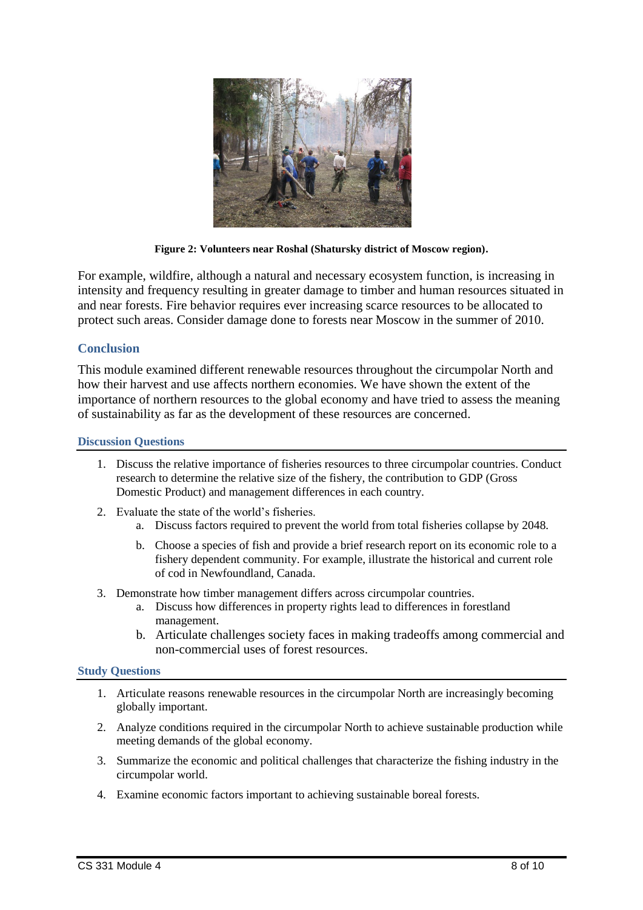**Figure 2: Volunteers near Roshal (Shatursky district of Moscow region).**

For example, wildfire, although a natural and necessary ecosystem function, is increasing in intensity and frequency resulting in greater damage to timber and human resources situated in and near forests. Fire behavior requires ever increasing scarce resources to be allocated to protect such areas. Consider damage done to forests near Moscow in the summer of 2010.

## Conclusion

This module examined different renewable resources throughout the circumpolar North and how their harvest and use affects northern economies. We have shown the extent of the importance of northern resources to the global economy and have tried to assess the meaning of sustainability as far as the development of these resources are concerned.

### Discussion Questions

1. Discuss the relative importance of fisheries resources to three circumpolar countries. Conduct research to determine the relative size of the fishery, the contribution to GDP (Gross Domestic Product) and management differences in each country.
2. Evaluate the state of the world's fisheries.
   a. Discuss factors required to prevent the world from total fisheries collapse by 2048.
   b. Choose a species of fish and provide a brief research report on its economic role to a fishery dependent community. For example, illustrate the historical and current role of cod in Newfoundland, Canada.
3. Demonstrate how timber management differs across circumpolar countries.
   a. Discuss how differences in property rights lead to differences in forestland management.
   b. Articulate challenges society faces in making tradeoffs among commercial and non-commercial uses of forest resources.

### Study Questions

1. Articulate reasons renewable resources in the circumpolar North are increasingly becoming globally important.
2. Analyze conditions required in the circumpolar North to achieve sustainable production while meeting demands of the global economy.
3. Summarize the economic and political challenges that characterize the fishing industry in the circumpolar world.
4. Examine economic factors important to achieving sustainable boreal forests.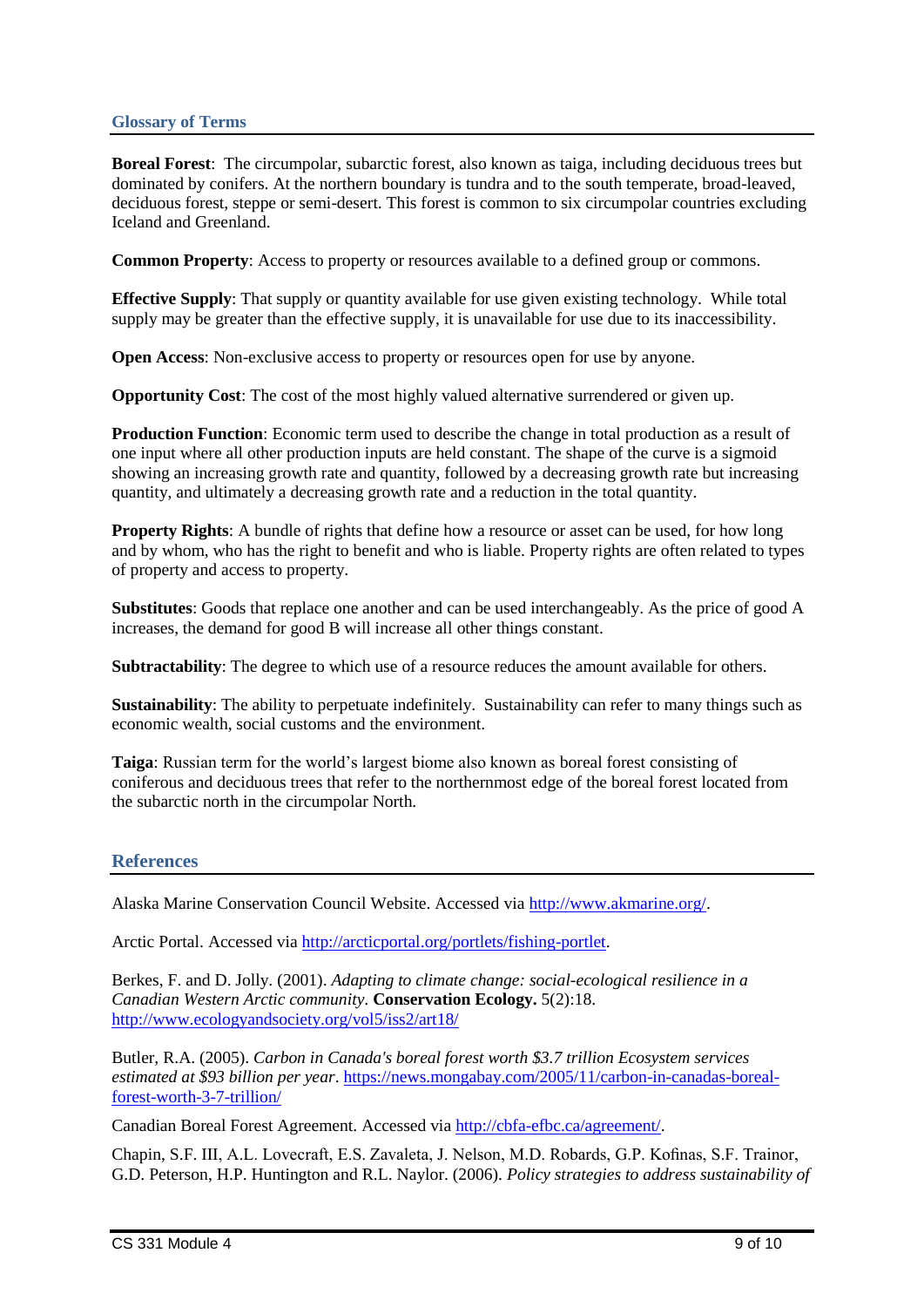## Glossary of Terms

**Boreal Forest**: The circumpolar, subarctic forest, also known as taiga, including deciduous trees but dominated by conifers. At the northern boundary is tundra and to the south temperate, broad-leaved, deciduous forest, steppe or semi-desert. This forest is common to six circumpolar countries excluding Iceland and Greenland.

**Common Property**: Access to property or resources available to a defined group or commons.

**Effective Supply**: That supply or quantity available for use given existing technology. While total supply may be greater than the effective supply, it is unavailable for use due to its inaccessibility.

**Open Access**: Non-exclusive access to property or resources open for use by anyone.

**Opportunity Cost**: The cost of the most highly valued alternative surrendered or given up.

**Production Function**: Economic term used to describe the change in total production as a result of one input where all other production inputs are held constant. The shape of the curve is a sigmoid showing an increasing growth rate and quantity, followed by a decreasing growth rate but increasing quantity, and ultimately a decreasing growth rate and a reduction in the total quantity.

**Property Rights**: A bundle of rights that define how a resource or asset can be used, for how long and by whom, who has the right to benefit and who is liable. Property rights are often related to types of property and access to property.

**Substitutes**: Goods that replace one another and can be used interchangeably. As the price of good A increases, the demand for good B will increase all other things constant.

**Subtractability**: The degree to which use of a resource reduces the amount available for others.

**Sustainability**: The ability to perpetuate indefinitely. Sustainability can refer to many things such as economic wealth, social customs and the environment.

**Taiga**: Russian term for the world's largest biome also known as boreal forest consisting of coniferous and deciduous trees that refer to the northernmost edge of the boreal forest located from the subarctic north in the circumpolar North.

## References

Alaska Marine Conservation Council Website. Accessed via http://www.akmarine.org/.

Arctic Portal. Accessed via http://arcticportal.org/portlets/fishing-portlet.

Berkes, F. and D. Jolly. (2001). *Adapting to climate change: social-ecological resilience in a Canadian Western Arctic community*. **Conservation Ecology.** 5(2):18. http://www.ecologyandsociety.org/vol5/iss2/art18/

Butler, R.A. (2005). *Carbon in Canada's boreal forest worth $3.7 trillion Ecosystem services estimated at $93 billion per year*. https://news.mongabay.com/2005/11/carbon-in-canadas-boreal-forest-worth-3-7-trillion/

Canadian Boreal Forest Agreement. Accessed via http://cbfa-efbc.ca/agreement/.

Chapin, S.F. III, A.L. Lovecraft, E.S. Zavaleta, J. Nelson, M.D. Robards, G.P. Kofinas, S.F. Trainor, G.D. Peterson, H.P. Huntington and R.L. Naylor. (2006). *Policy strategies to address sustainability of*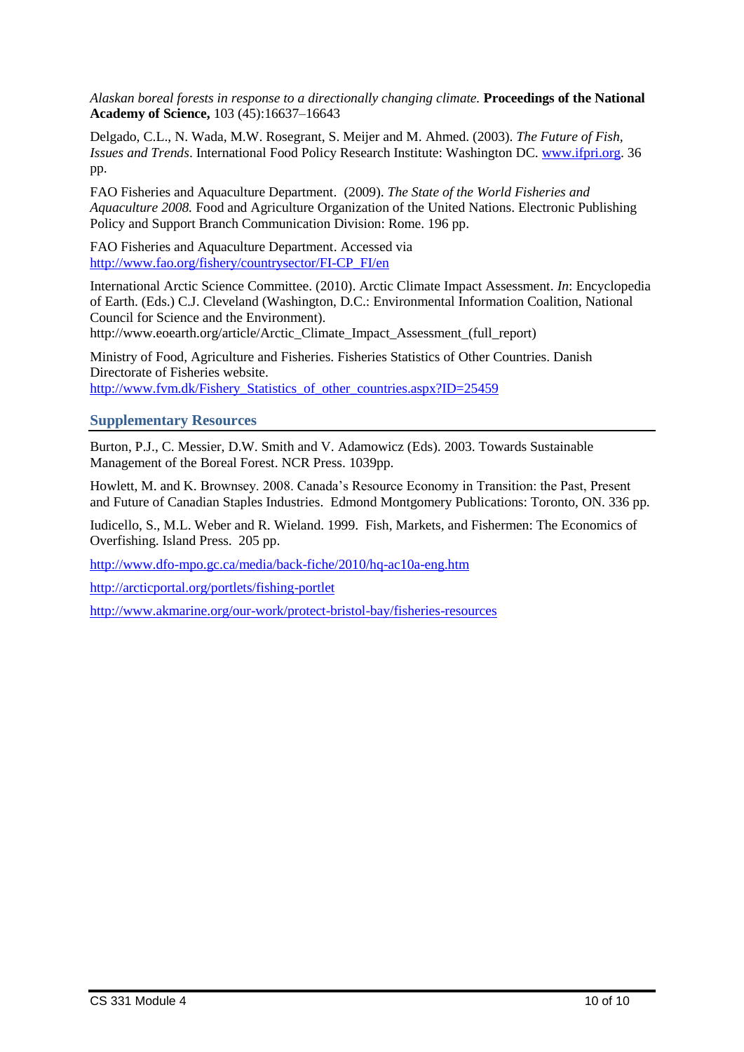*Alaskan boreal forests in response to a directionally changing climate.* **Proceedings of the National Academy of Science,** 103 (45):16637–16643

Delgado, C.L., N. Wada, M.W. Rosegrant, S. Meijer and M. Ahmed. (2003). *The Future of Fish, Issues and Trends*. International Food Policy Research Institute: Washington DC. www.ifpri.org. 36 pp.

FAO Fisheries and Aquaculture Department. (2009). *The State of the World Fisheries and Aquaculture 2008.* Food and Agriculture Organization of the United Nations. Electronic Publishing Policy and Support Branch Communication Division: Rome. 196 pp.

FAO Fisheries and Aquaculture Department. Accessed via http://www.fao.org/fishery/countrysector/FI-CP_FI/en

International Arctic Science Committee. (2010). Arctic Climate Impact Assessment. *In*: Encyclopedia of Earth. (Eds.) C.J. Cleveland (Washington, D.C.: Environmental Information Coalition, National Council for Science and the Environment).
http://www.eoearth.org/article/Arctic_Climate_Impact_Assessment_(full_report)

Ministry of Food, Agriculture and Fisheries. Fisheries Statistics of Other Countries. Danish Directorate of Fisheries website.
http://www.fvm.dk/Fishery_Statistics_of_other_countries.aspx?ID=25459

## Supplementary Resources

Burton, P.J., C. Messier, D.W. Smith and V. Adamowicz (Eds). 2003. Towards Sustainable Management of the Boreal Forest. NCR Press. 1039pp.

Howlett, M. and K. Brownsey. 2008. Canada's Resource Economy in Transition: the Past, Present and Future of Canadian Staples Industries. Edmond Montgomery Publications: Toronto, ON. 336 pp.

Iudicello, S., M.L. Weber and R. Wieland. 1999. Fish, Markets, and Fishermen: The Economics of Overfishing. Island Press. 205 pp.

http://www.dfo-mpo.gc.ca/media/back-fiche/2010/hq-ac10a-eng.htm

http://arcticportal.org/portlets/fishing-portlet

http://www.akmarine.org/our-work/protect-bristol-bay/fisheries-resources